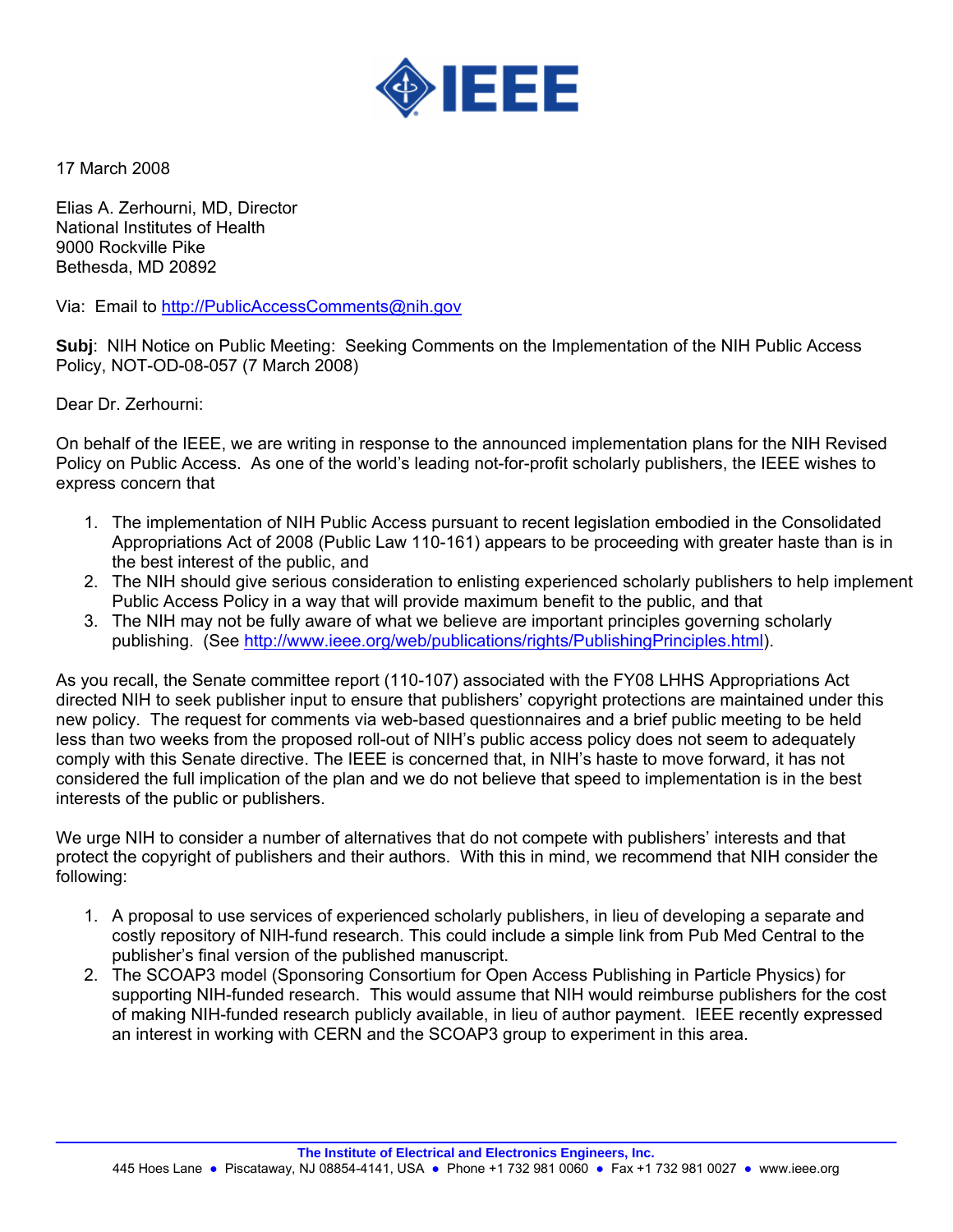IEEE

17 March 2008

Elias A. Zerhourni, MD, Director
National Institutes of Health
9000 Rockville Pike
Bethesda, MD 20892

Via: Email to http://PublicAccessComments@nih.gov

**Subj**: NIH Notice on Public Meeting: Seeking Comments on the Implementation of the NIH Public Access Policy, NOT-OD-08-057 (7 March 2008)

Dear Dr. Zerhourni:

On behalf of the IEEE, we are writing in response to the announced implementation plans for the NIH Revised Policy on Public Access. As one of the world's leading not-for-profit scholarly publishers, the IEEE wishes to express concern that

1. The implementation of NIH Public Access pursuant to recent legislation embodied in the Consolidated Appropriations Act of 2008 (Public Law 110-161) appears to be proceeding with greater haste than is in the best interest of the public, and
2. The NIH should give serious consideration to enlisting experienced scholarly publishers to help implement Public Access Policy in a way that will provide maximum benefit to the public, and that
3. The NIH may not be fully aware of what we believe are important principles governing scholarly publishing. (See http://www.ieee.org/web/publications/rights/PublishingPrinciples.html).

As you recall, the Senate committee report (110-107) associated with the FY08 LHHS Appropriations Act directed NIH to seek publisher input to ensure that publishers' copyright protections are maintained under this new policy. The request for comments via web-based questionnaires and a brief public meeting to be held less than two weeks from the proposed roll-out of NIH's public access policy does not seem to adequately comply with this Senate directive. The IEEE is concerned that, in NIH's haste to move forward, it has not considered the full implication of the plan and we do not believe that speed to implementation is in the best interests of the public or publishers.

We urge NIH to consider a number of alternatives that do not compete with publishers' interests and that protect the copyright of publishers and their authors. With this in mind, we recommend that NIH consider the following:

1. A proposal to use services of experienced scholarly publishers, in lieu of developing a separate and costly repository of NIH-fund research. This could include a simple link from Pub Med Central to the publisher's final version of the published manuscript.
2. The SCOAP3 model (Sponsoring Consortium for Open Access Publishing in Particle Physics) for supporting NIH-funded research. This would assume that NIH would reimburse publishers for the cost of making NIH-funded research publicly available, in lieu of author payment. IEEE recently expressed an interest in working with CERN and the SCOAP3 group to experiment in this area.

**The Institute of Electrical and Electronics Engineers, Inc.**
445 Hoes Lane • Piscataway, NJ 08854-4141, USA • Phone +1 732 981 0060 • Fax +1 732 981 0027 • www.ieee.org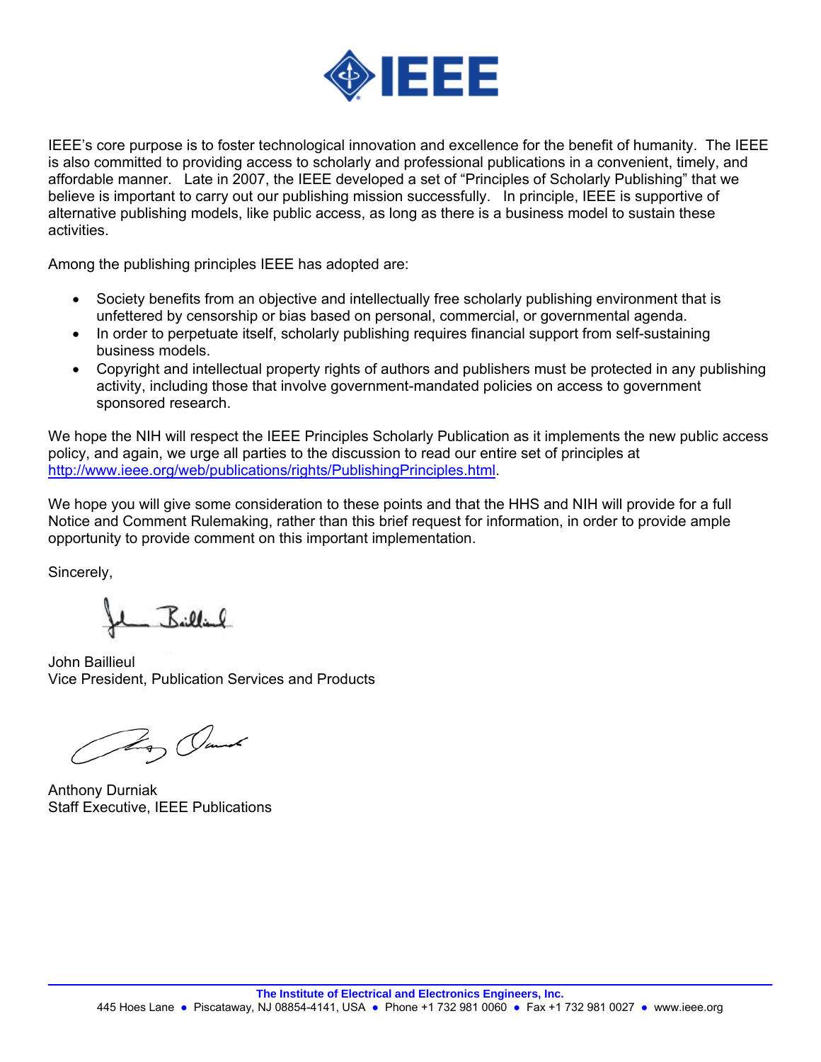IEEE's core purpose is to foster technological innovation and excellence for the benefit of humanity. The IEEE is also committed to providing access to scholarly and professional publications in a convenient, timely, and affordable manner. Late in 2007, the IEEE developed a set of "Principles of Scholarly Publishing" that we believe is important to carry out our publishing mission successfully. In principle, IEEE is supportive of alternative publishing models, like public access, as long as there is a business model to sustain these activities.

Among the publishing principles IEEE has adopted are:

- Society benefits from an objective and intellectually free scholarly publishing environment that is unfettered by censorship or bias based on personal, commercial, or governmental agenda.
- In order to perpetuate itself, scholarly publishing requires financial support from self-sustaining business models.
- Copyright and intellectual property rights of authors and publishers must be protected in any publishing activity, including those that involve government-mandated policies on access to government sponsored research.

We hope the NIH will respect the IEEE Principles Scholarly Publication as it implements the new public access policy, and again, we urge all parties to the discussion to read our entire set of principles at http://www.ieee.org/web/publications/rights/PublishingPrinciples.html.

We hope you will give some consideration to these points and that the HHS and NIH will provide for a full Notice and Comment Rulemaking, rather than this brief request for information, in order to provide ample opportunity to provide comment on this important implementation.

Sincerely,

John Baillieul
Vice President, Publication Services and Products

Anthony Durniak
Staff Executive, IEEE Publications

**The Institute of Electrical and Electronics Engineers, Inc.**
445 Hoes Lane • Piscataway, NJ 08854-4141, USA • Phone +1 732 981 0060 • Fax +1 732 981 0027 • www.ieee.org